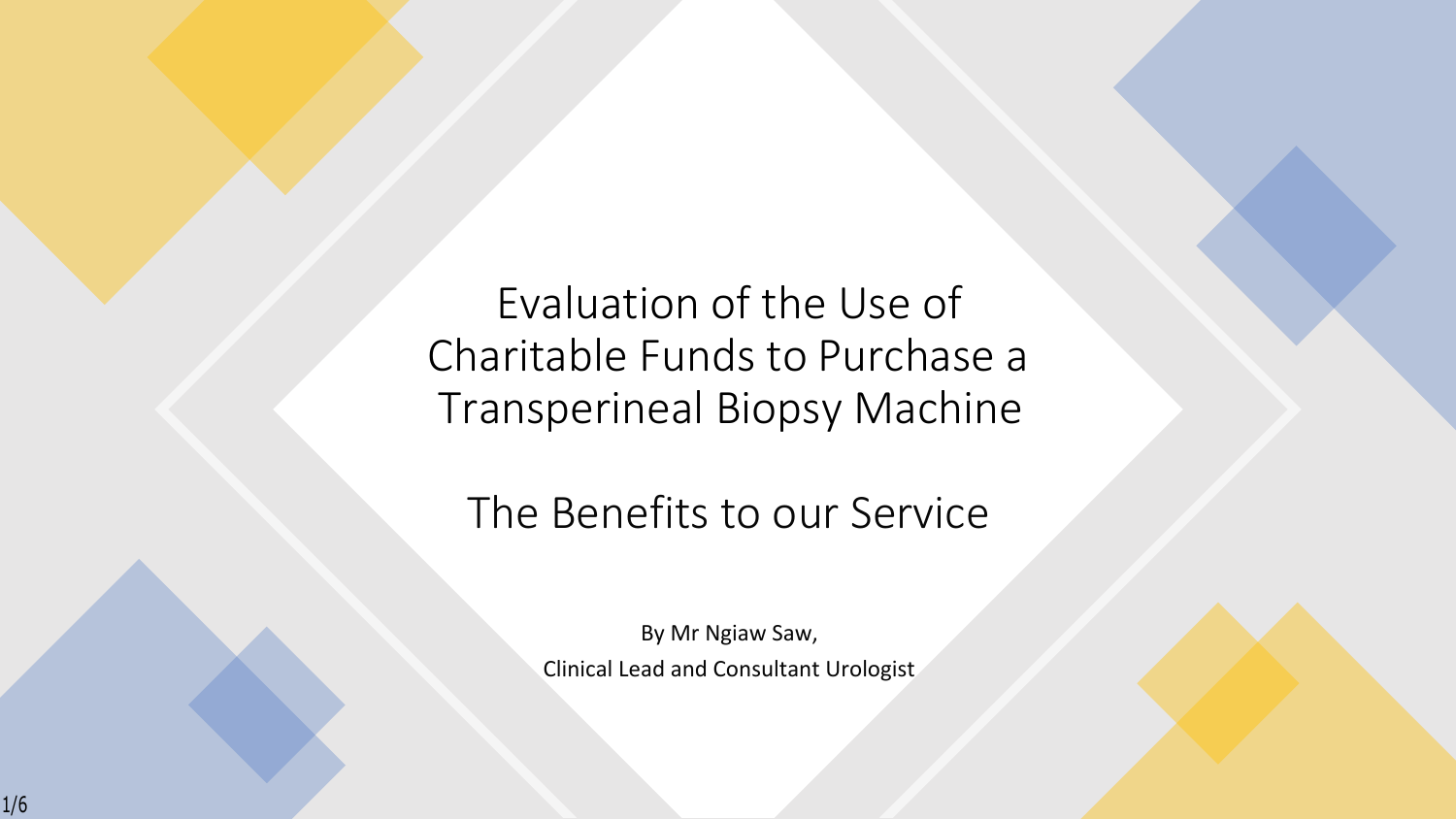# Evaluation of the Use of Charitable Funds to Purchase a Transperineal Biopsy Machine

## The Benefits to our Service

By Mr Ngiaw Saw,

Clinical Lead and Consultant Urologist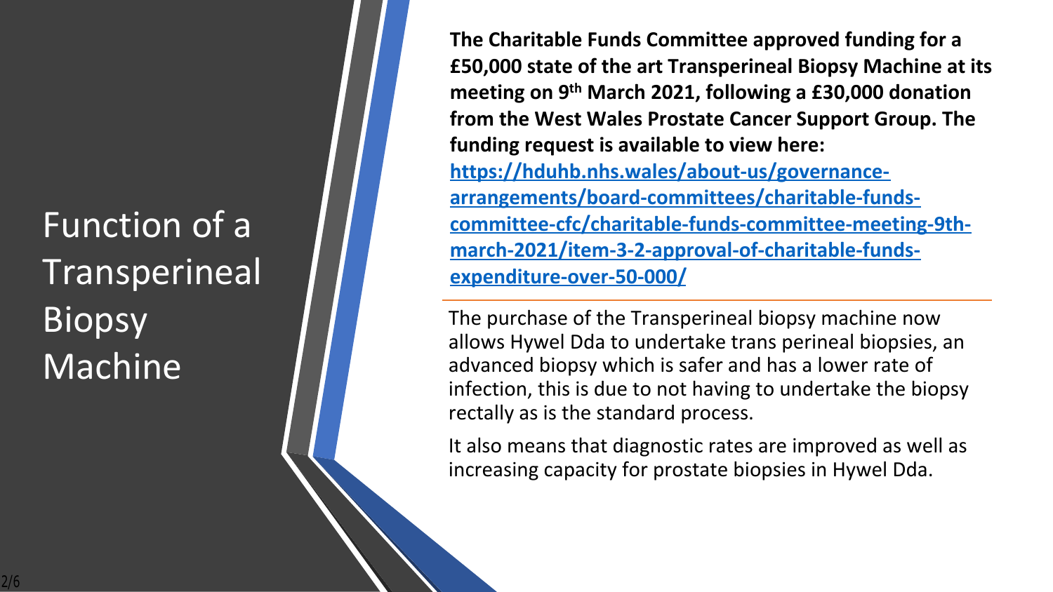# Function of a Transperineal Biopsy Machine

**The Charitable Funds Committee approved funding for a £50,000 state of the art Transperineal Biopsy Machine at its meeting on 9th March 2021, following a £30,000 donation from the West Wales Prostate Cancer Support Group. The funding request is available to view here: [https://hduhb.nhs.wales/about-us/governance-arrangements/board-committees/charitable-funds-committee-cfc/charitable-funds-committee-meeting-9th-march-2021/item-3-2-approval-of-charitable-funds-expenditure-over-50-000/](https://hduhb.nhs.wales/about-us/governance-arrangements/board-committees/charitable-funds-committee-cfc/charitable-funds-committee-meeting-9th-march-2021/item-3-2-approval-of-charitable-funds-expenditure-over-50-000/)**

The purchase of the Transperineal biopsy machine now allows Hywel Dda to undertake trans perineal biopsies, an advanced biopsy which is safer and has a lower rate of infection, this is due to not having to undertake the biopsy rectally as is the standard process.

It also means that diagnostic rates are improved as well as increasing capacity for prostate biopsies in Hywel Dda.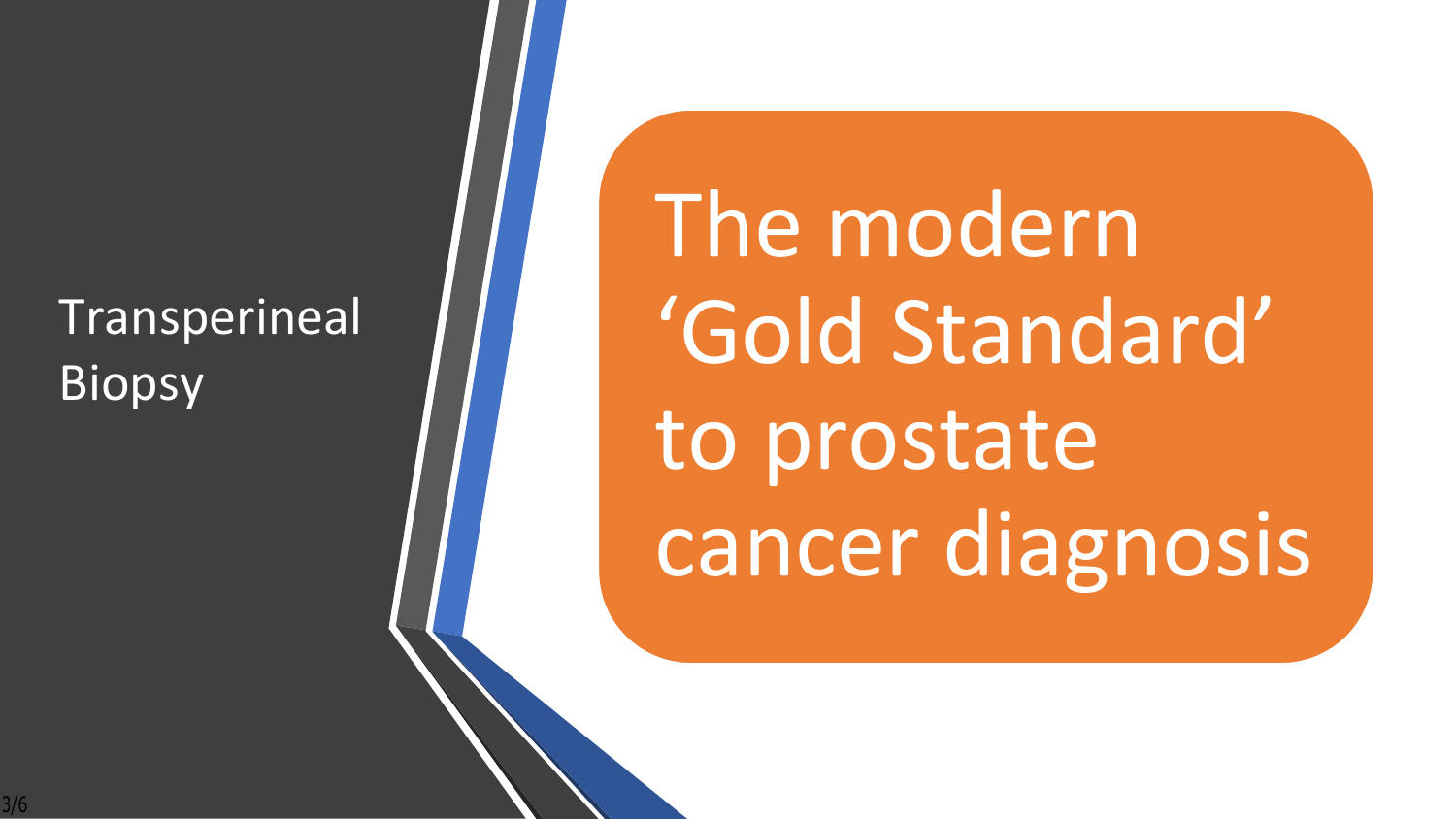# Transperineal Biopsy

The modern ‘Gold Standard’ to prostate cancer diagnosis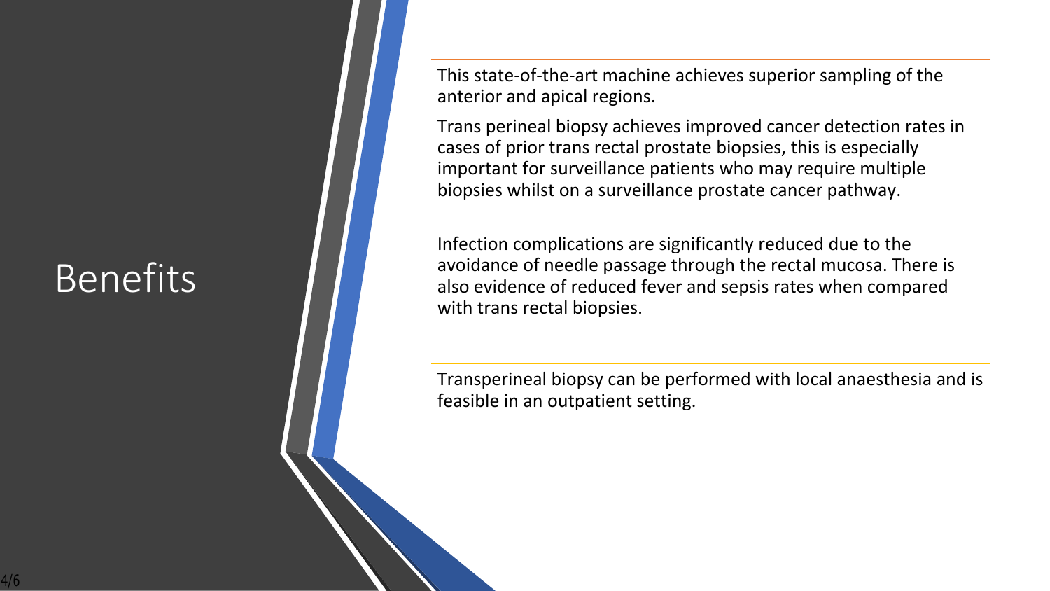# Benefits

This state-of-the-art machine achieves superior sampling of the anterior and apical regions.

Trans perineal biopsy achieves improved cancer detection rates in cases of prior trans rectal prostate biopsies, this is especially important for surveillance patients who may require multiple biopsies whilst on a surveillance prostate cancer pathway.

Infection complications are significantly reduced due to the avoidance of needle passage through the rectal mucosa. There is also evidence of reduced fever and sepsis rates when compared with trans rectal biopsies.

Transperineal biopsy can be performed with local anaesthesia and is feasible in an outpatient setting.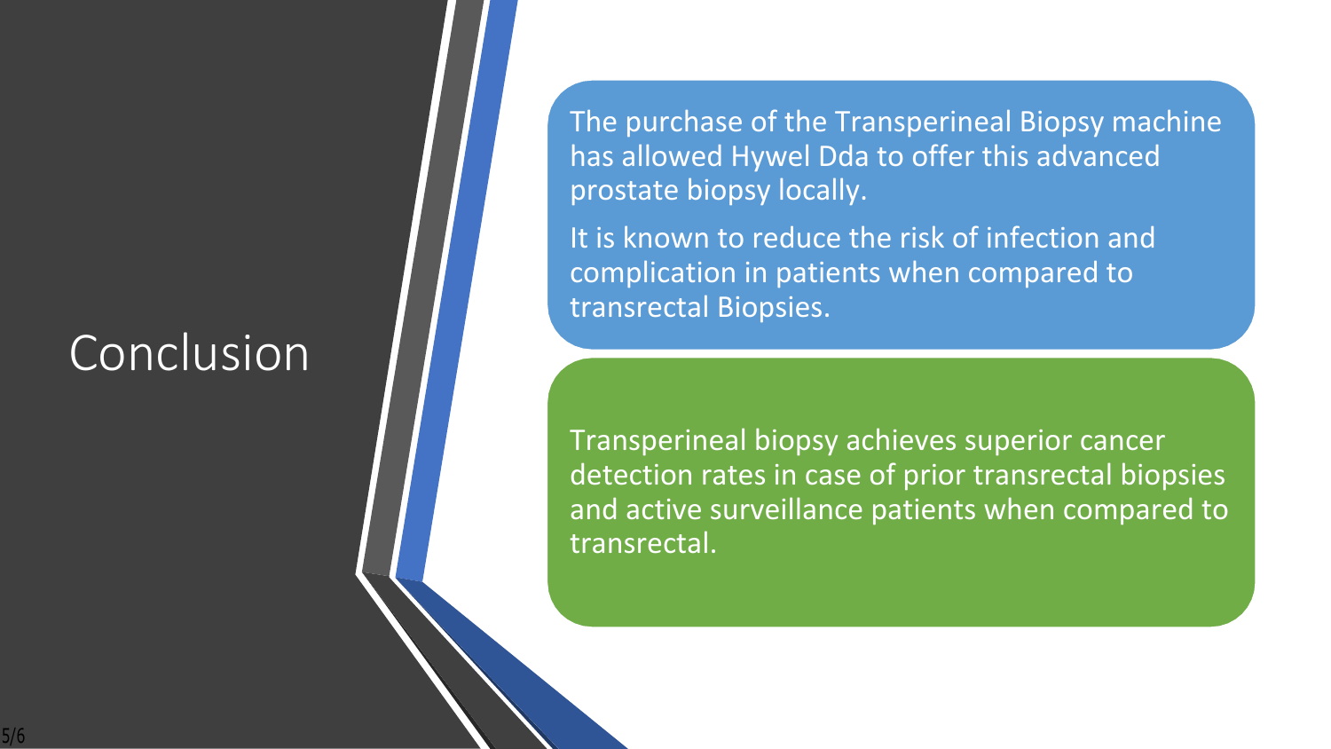# Conclusion

The purchase of the Transperineal Biopsy machine has allowed Hywel Dda to offer this advanced prostate biopsy locally.

It is known to reduce the risk of infection and complication in patients when compared to transrectal Biopsies.

Transperineal biopsy achieves superior cancer detection rates in case of prior transrectal biopsies and active surveillance patients when compared to transrectal.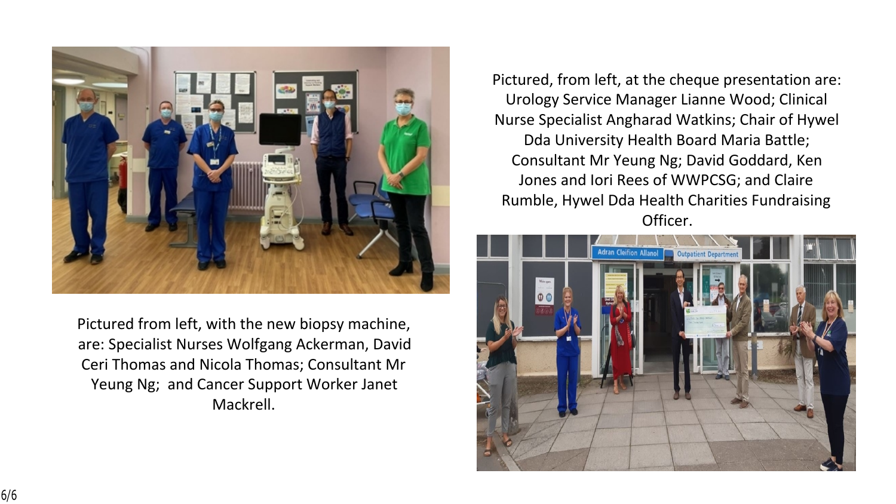Pictured, from left, at the cheque presentation are: Urology Service Manager Lianne Wood; Clinical Nurse Specialist Angharad Watkins; Chair of Hywel Dda University Health Board Maria Battle; Consultant Mr Yeung Ng; David Goddard, Ken Jones and Iori Rees of WWPCSG; and Claire Rumble, Hywel Dda Health Charities Fundraising Officer.

Pictured from left, with the new biopsy machine, are: Specialist Nurses Wolfgang Ackerman, David Ceri Thomas and Nicola Thomas; Consultant Mr Yeung Ng; and Cancer Support Worker Janet Mackrell.